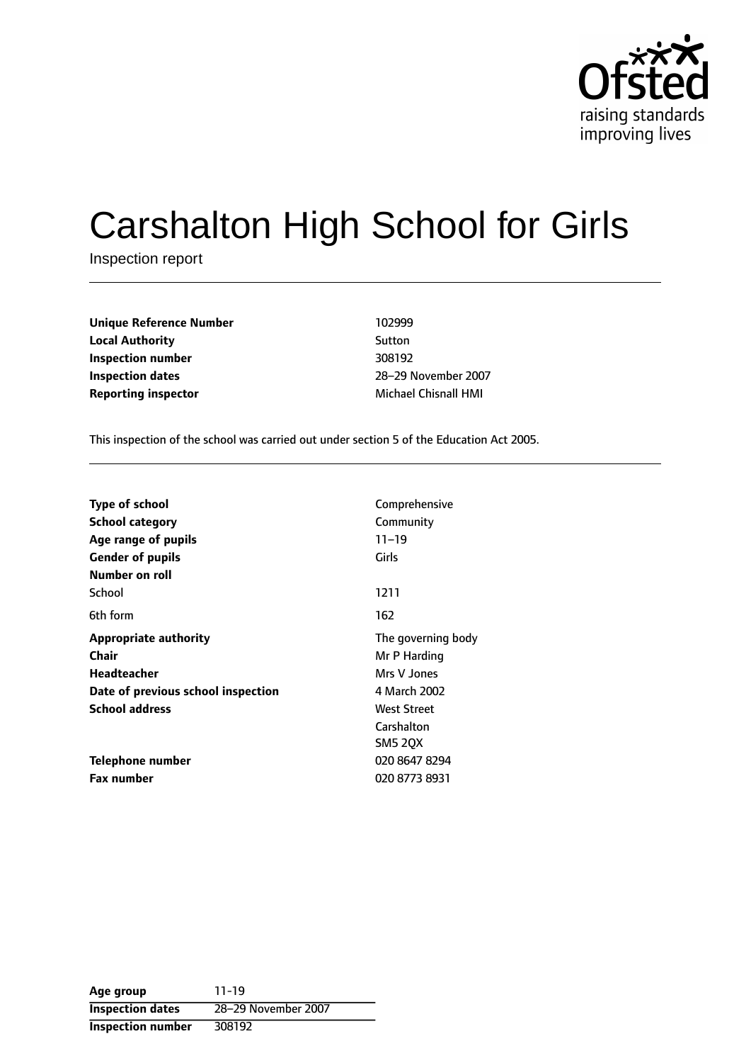# Carshalton High School for Girls

Inspection report

| | |
|---|---|
| **Unique Reference Number** | 102999 |
| **Local Authority** | Sutton |
| **Inspection number** | 308192 |
| **Inspection dates** | 28–29 November 2007 |
| **Reporting inspector** | Michael Chisnall HMI |

This inspection of the school was carried out under section 5 of the Education Act 2005.

| | |
|---|---|
| **Type of school** | Comprehensive |
| **School category** | Community |
| **Age range of pupils** | 11–19 |
| **Gender of pupils** | Girls |
| **Number on roll** | |
| School | 1211 |
| 6th form | 162 |
| **Appropriate authority** | The governing body |
| **Chair** | Mr P Harding |
| **Headteacher** | Mrs V Jones |
| **Date of previous school inspection** | 4 March 2002 |
| **School address** | West Street<br>Carshalton<br>SM5 2QX |
| **Telephone number** | 020 8647 8294 |
| **Fax number** | 020 8773 8931 |

| | |
|---|---|
| **Age group** | 11-19 |
| **Inspection dates** | 28–29 November 2007 |
| **Inspection number** | 308192 |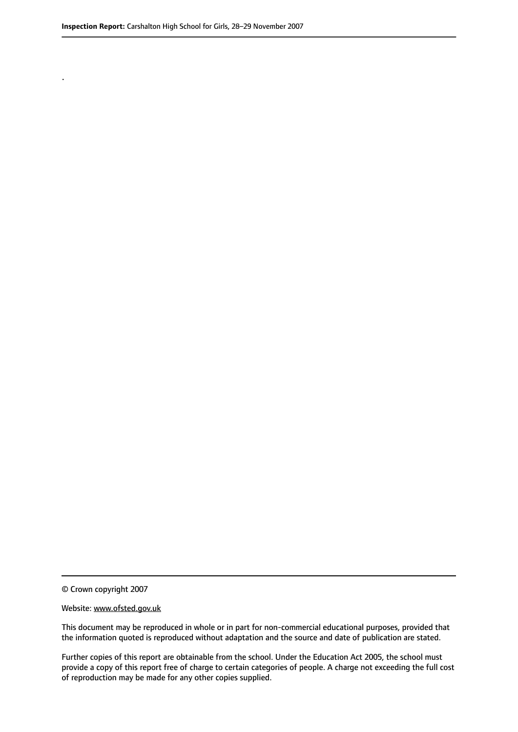.

© Crown copyright 2007

Website: www.ofsted.gov.uk

This document may be reproduced in whole or in part for non-commercial educational purposes, provided that the information quoted is reproduced without adaptation and the source and date of publication are stated.

Further copies of this report are obtainable from the school. Under the Education Act 2005, the school must provide a copy of this report free of charge to certain categories of people. A charge not exceeding the full cost of reproduction may be made for any other copies supplied.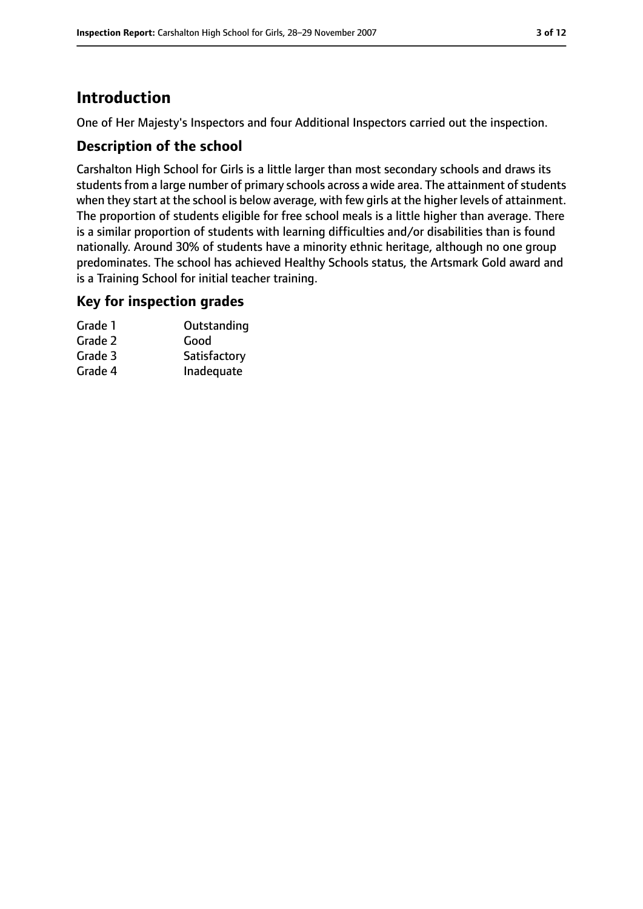# Introduction

One of Her Majesty's Inspectors and four Additional Inspectors carried out the inspection.

## Description of the school

Carshalton High School for Girls is a little larger than most secondary schools and draws its students from a large number of primary schools across a wide area. The attainment of students when they start at the school is below average, with few girls at the higher levels of attainment. The proportion of students eligible for free school meals is a little higher than average. There is a similar proportion of students with learning difficulties and/or disabilities than is found nationally. Around 30% of students have a minority ethnic heritage, although no one group predominates. The school has achieved Healthy Schools status, the Artsmark Gold award and is a Training School for initial teacher training.

## Key for inspection grades

| | |
|---|---|
| Grade 1 | Outstanding |
| Grade 2 | Good |
| Grade 3 | Satisfactory |
| Grade 4 | Inadequate |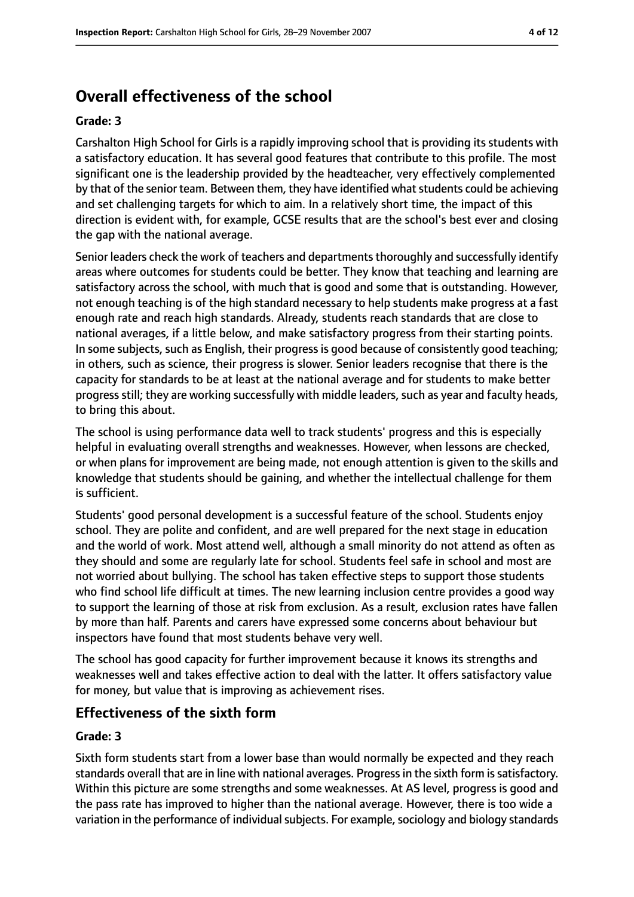## Overall effectiveness of the school

### Grade: 3

Carshalton High School for Girls is a rapidly improving school that is providing its students with a satisfactory education. It has several good features that contribute to this profile. The most significant one is the leadership provided by the headteacher, very effectively complemented by that of the senior team. Between them, they have identified what students could be achieving and set challenging targets for which to aim. In a relatively short time, the impact of this direction is evident with, for example, GCSE results that are the school's best ever and closing the gap with the national average.

Senior leaders check the work of teachers and departments thoroughly and successfully identify areas where outcomes for students could be better. They know that teaching and learning are satisfactory across the school, with much that is good and some that is outstanding. However, not enough teaching is of the high standard necessary to help students make progress at a fast enough rate and reach high standards. Already, students reach standards that are close to national averages, if a little below, and make satisfactory progress from their starting points. In some subjects, such as English, their progress is good because of consistently good teaching; in others, such as science, their progress is slower. Senior leaders recognise that there is the capacity for standards to be at least at the national average and for students to make better progress still; they are working successfully with middle leaders, such as year and faculty heads, to bring this about.

The school is using performance data well to track students' progress and this is especially helpful in evaluating overall strengths and weaknesses. However, when lessons are checked, or when plans for improvement are being made, not enough attention is given to the skills and knowledge that students should be gaining, and whether the intellectual challenge for them is sufficient.

Students' good personal development is a successful feature of the school. Students enjoy school. They are polite and confident, and are well prepared for the next stage in education and the world of work. Most attend well, although a small minority do not attend as often as they should and some are regularly late for school. Students feel safe in school and most are not worried about bullying. The school has taken effective steps to support those students who find school life difficult at times. The new learning inclusion centre provides a good way to support the learning of those at risk from exclusion. As a result, exclusion rates have fallen by more than half. Parents and carers have expressed some concerns about behaviour but inspectors have found that most students behave very well.

The school has good capacity for further improvement because it knows its strengths and weaknesses well and takes effective action to deal with the latter. It offers satisfactory value for money, but value that is improving as achievement rises.

## Effectiveness of the sixth form

### Grade: 3

Sixth form students start from a lower base than would normally be expected and they reach standards overall that are in line with national averages. Progress in the sixth form is satisfactory. Within this picture are some strengths and some weaknesses. At AS level, progress is good and the pass rate has improved to higher than the national average. However, there is too wide a variation in the performance of individual subjects. For example, sociology and biology standards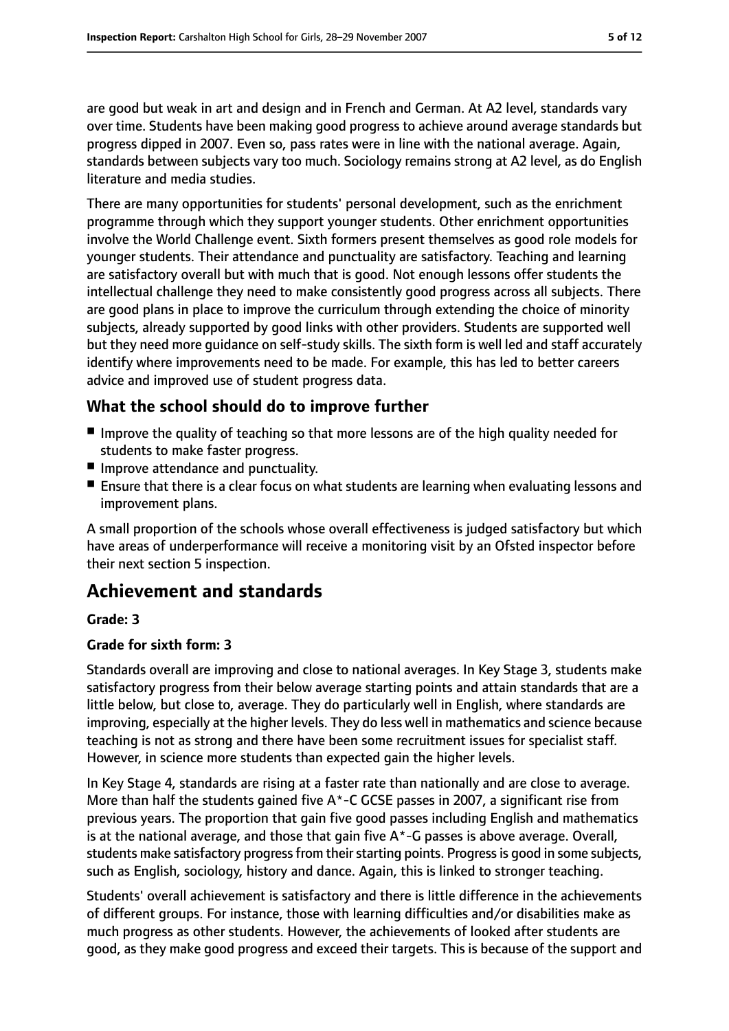are good but weak in art and design and in French and German. At A2 level, standards vary over time. Students have been making good progress to achieve around average standards but progress dipped in 2007. Even so, pass rates were in line with the national average. Again, standards between subjects vary too much. Sociology remains strong at A2 level, as do English literature and media studies.

There are many opportunities for students' personal development, such as the enrichment programme through which they support younger students. Other enrichment opportunities involve the World Challenge event. Sixth formers present themselves as good role models for younger students. Their attendance and punctuality are satisfactory. Teaching and learning are satisfactory overall but with much that is good. Not enough lessons offer students the intellectual challenge they need to make consistently good progress across all subjects. There are good plans in place to improve the curriculum through extending the choice of minority subjects, already supported by good links with other providers. Students are supported well but they need more guidance on self-study skills. The sixth form is well led and staff accurately identify where improvements need to be made. For example, this has led to better careers advice and improved use of student progress data.

## What the school should do to improve further

- Improve the quality of teaching so that more lessons are of the high quality needed for students to make faster progress.
- Improve attendance and punctuality.
- Ensure that there is a clear focus on what students are learning when evaluating lessons and improvement plans.

A small proportion of the schools whose overall effectiveness is judged satisfactory but which have areas of underperformance will receive a monitoring visit by an Ofsted inspector before their next section 5 inspection.

# Achievement and standards

**Grade: 3**

**Grade for sixth form: 3**

Standards overall are improving and close to national averages. In Key Stage 3, students make satisfactory progress from their below average starting points and attain standards that are a little below, but close to, average. They do particularly well in English, where standards are improving, especially at the higher levels. They do less well in mathematics and science because teaching is not as strong and there have been some recruitment issues for specialist staff. However, in science more students than expected gain the higher levels.

In Key Stage 4, standards are rising at a faster rate than nationally and are close to average. More than half the students gained five A*-C GCSE passes in 2007, a significant rise from previous years. The proportion that gain five good passes including English and mathematics is at the national average, and those that gain five A*-G passes is above average. Overall, students make satisfactory progress from their starting points. Progress is good in some subjects, such as English, sociology, history and dance. Again, this is linked to stronger teaching.

Students' overall achievement is satisfactory and there is little difference in the achievements of different groups. For instance, those with learning difficulties and/or disabilities make as much progress as other students. However, the achievements of looked after students are good, as they make good progress and exceed their targets. This is because of the support and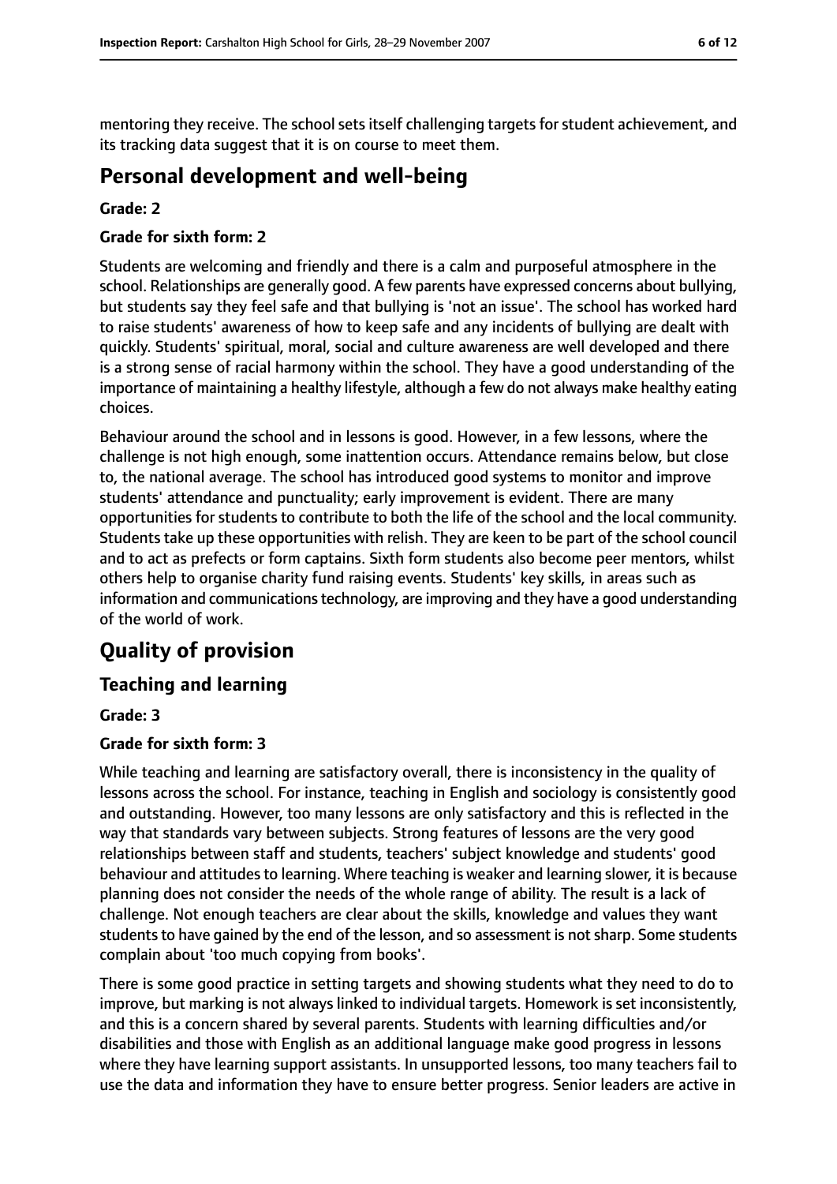mentoring they receive. The school sets itself challenging targets for student achievement, and its tracking data suggest that it is on course to meet them.

## Personal development and well-being

**Grade: 2**

**Grade for sixth form: 2**

Students are welcoming and friendly and there is a calm and purposeful atmosphere in the school. Relationships are generally good. A few parents have expressed concerns about bullying, but students say they feel safe and that bullying is 'not an issue'. The school has worked hard to raise students' awareness of how to keep safe and any incidents of bullying are dealt with quickly. Students' spiritual, moral, social and culture awareness are well developed and there is a strong sense of racial harmony within the school. They have a good understanding of the importance of maintaining a healthy lifestyle, although a few do not always make healthy eating choices.

Behaviour around the school and in lessons is good. However, in a few lessons, where the challenge is not high enough, some inattention occurs. Attendance remains below, but close to, the national average. The school has introduced good systems to monitor and improve students' attendance and punctuality; early improvement is evident. There are many opportunities for students to contribute to both the life of the school and the local community. Students take up these opportunities with relish. They are keen to be part of the school council and to act as prefects or form captains. Sixth form students also become peer mentors, whilst others help to organise charity fund raising events. Students' key skills, in areas such as information and communications technology, are improving and they have a good understanding of the world of work.

# Quality of provision

## Teaching and learning

**Grade: 3**

**Grade for sixth form: 3**

While teaching and learning are satisfactory overall, there is inconsistency in the quality of lessons across the school. For instance, teaching in English and sociology is consistently good and outstanding. However, too many lessons are only satisfactory and this is reflected in the way that standards vary between subjects. Strong features of lessons are the very good relationships between staff and students, teachers' subject knowledge and students' good behaviour and attitudes to learning. Where teaching is weaker and learning slower, it is because planning does not consider the needs of the whole range of ability. The result is a lack of challenge. Not enough teachers are clear about the skills, knowledge and values they want students to have gained by the end of the lesson, and so assessment is not sharp. Some students complain about 'too much copying from books'.

There is some good practice in setting targets and showing students what they need to do to improve, but marking is not always linked to individual targets. Homework is set inconsistently, and this is a concern shared by several parents. Students with learning difficulties and/or disabilities and those with English as an additional language make good progress in lessons where they have learning support assistants. In unsupported lessons, too many teachers fail to use the data and information they have to ensure better progress. Senior leaders are active in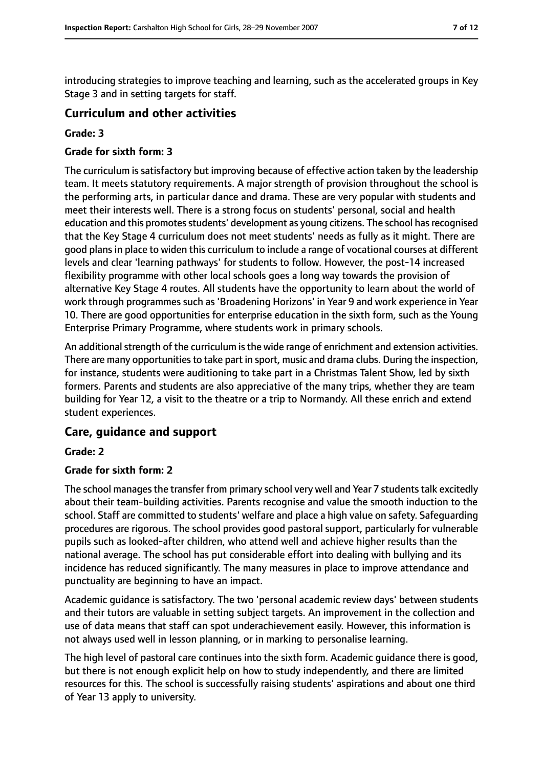introducing strategies to improve teaching and learning, such as the accelerated groups in Key Stage 3 and in setting targets for staff.

## Curriculum and other activities

### Grade: 3

### Grade for sixth form: 3

The curriculum is satisfactory but improving because of effective action taken by the leadership team. It meets statutory requirements. A major strength of provision throughout the school is the performing arts, in particular dance and drama. These are very popular with students and meet their interests well. There is a strong focus on students' personal, social and health education and this promotes students' development as young citizens. The school has recognised that the Key Stage 4 curriculum does not meet students' needs as fully as it might. There are good plans in place to widen this curriculum to include a range of vocational courses at different levels and clear 'learning pathways' for students to follow. However, the post-14 increased flexibility programme with other local schools goes a long way towards the provision of alternative Key Stage 4 routes. All students have the opportunity to learn about the world of work through programmes such as 'Broadening Horizons' in Year 9 and work experience in Year 10. There are good opportunities for enterprise education in the sixth form, such as the Young Enterprise Primary Programme, where students work in primary schools.

An additional strength of the curriculum is the wide range of enrichment and extension activities. There are many opportunities to take part in sport, music and drama clubs. During the inspection, for instance, students were auditioning to take part in a Christmas Talent Show, led by sixth formers. Parents and students are also appreciative of the many trips, whether they are team building for Year 12, a visit to the theatre or a trip to Normandy. All these enrich and extend student experiences.

## Care, guidance and support

### Grade: 2

### Grade for sixth form: 2

The school manages the transfer from primary school very well and Year 7 students talk excitedly about their team-building activities. Parents recognise and value the smooth induction to the school. Staff are committed to students' welfare and place a high value on safety. Safeguarding procedures are rigorous. The school provides good pastoral support, particularly for vulnerable pupils such as looked-after children, who attend well and achieve higher results than the national average. The school has put considerable effort into dealing with bullying and its incidence has reduced significantly. The many measures in place to improve attendance and punctuality are beginning to have an impact.

Academic guidance is satisfactory. The two 'personal academic review days' between students and their tutors are valuable in setting subject targets. An improvement in the collection and use of data means that staff can spot underachievement easily. However, this information is not always used well in lesson planning, or in marking to personalise learning.

The high level of pastoral care continues into the sixth form. Academic guidance there is good, but there is not enough explicit help on how to study independently, and there are limited resources for this. The school is successfully raising students' aspirations and about one third of Year 13 apply to university.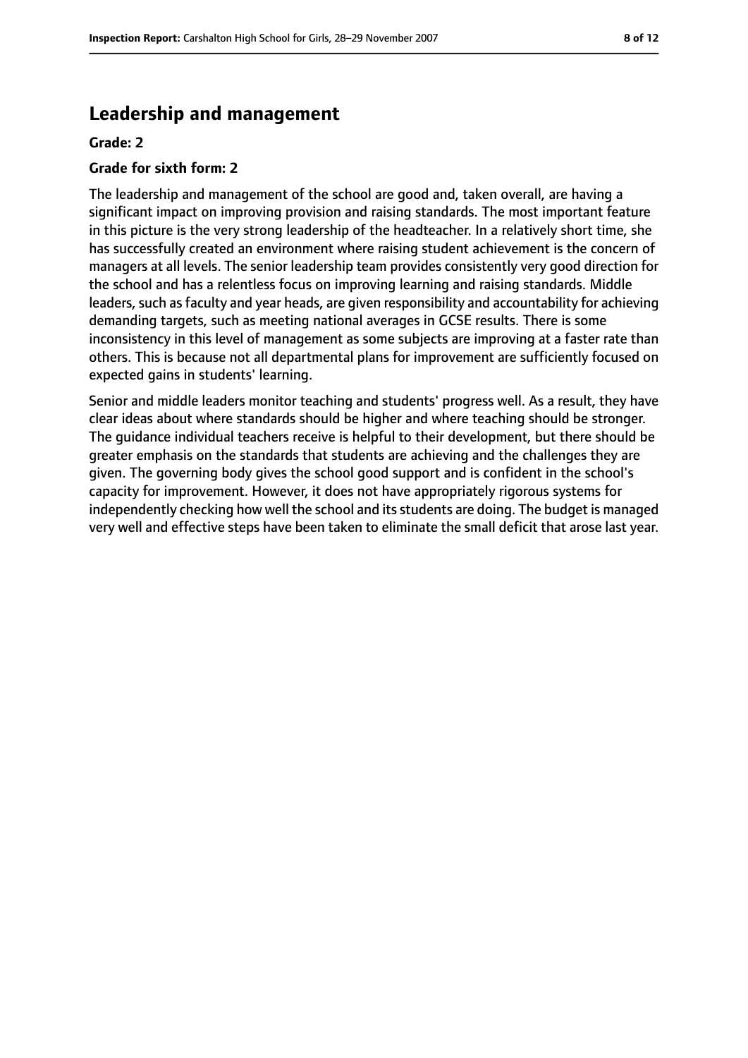## Leadership and management

**Grade: 2**

**Grade for sixth form: 2**

The leadership and management of the school are good and, taken overall, are having a significant impact on improving provision and raising standards. The most important feature in this picture is the very strong leadership of the headteacher. In a relatively short time, she has successfully created an environment where raising student achievement is the concern of managers at all levels. The senior leadership team provides consistently very good direction for the school and has a relentless focus on improving learning and raising standards. Middle leaders, such as faculty and year heads, are given responsibility and accountability for achieving demanding targets, such as meeting national averages in GCSE results. There is some inconsistency in this level of management as some subjects are improving at a faster rate than others. This is because not all departmental plans for improvement are sufficiently focused on expected gains in students' learning.

Senior and middle leaders monitor teaching and students' progress well. As a result, they have clear ideas about where standards should be higher and where teaching should be stronger. The guidance individual teachers receive is helpful to their development, but there should be greater emphasis on the standards that students are achieving and the challenges they are given. The governing body gives the school good support and is confident in the school's capacity for improvement. However, it does not have appropriately rigorous systems for independently checking how well the school and its students are doing. The budget is managed very well and effective steps have been taken to eliminate the small deficit that arose last year.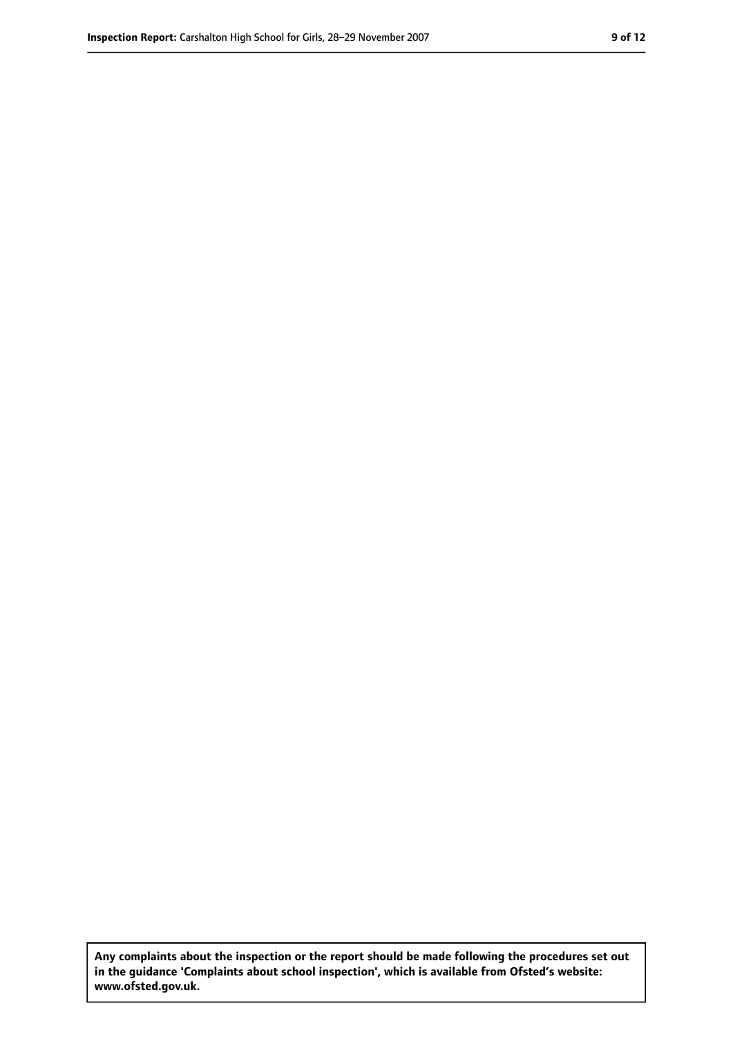**Any complaints about the inspection or the report should be made following the procedures set out in the guidance 'Complaints about school inspection', which is available from Ofsted's website: www.ofsted.gov.uk.**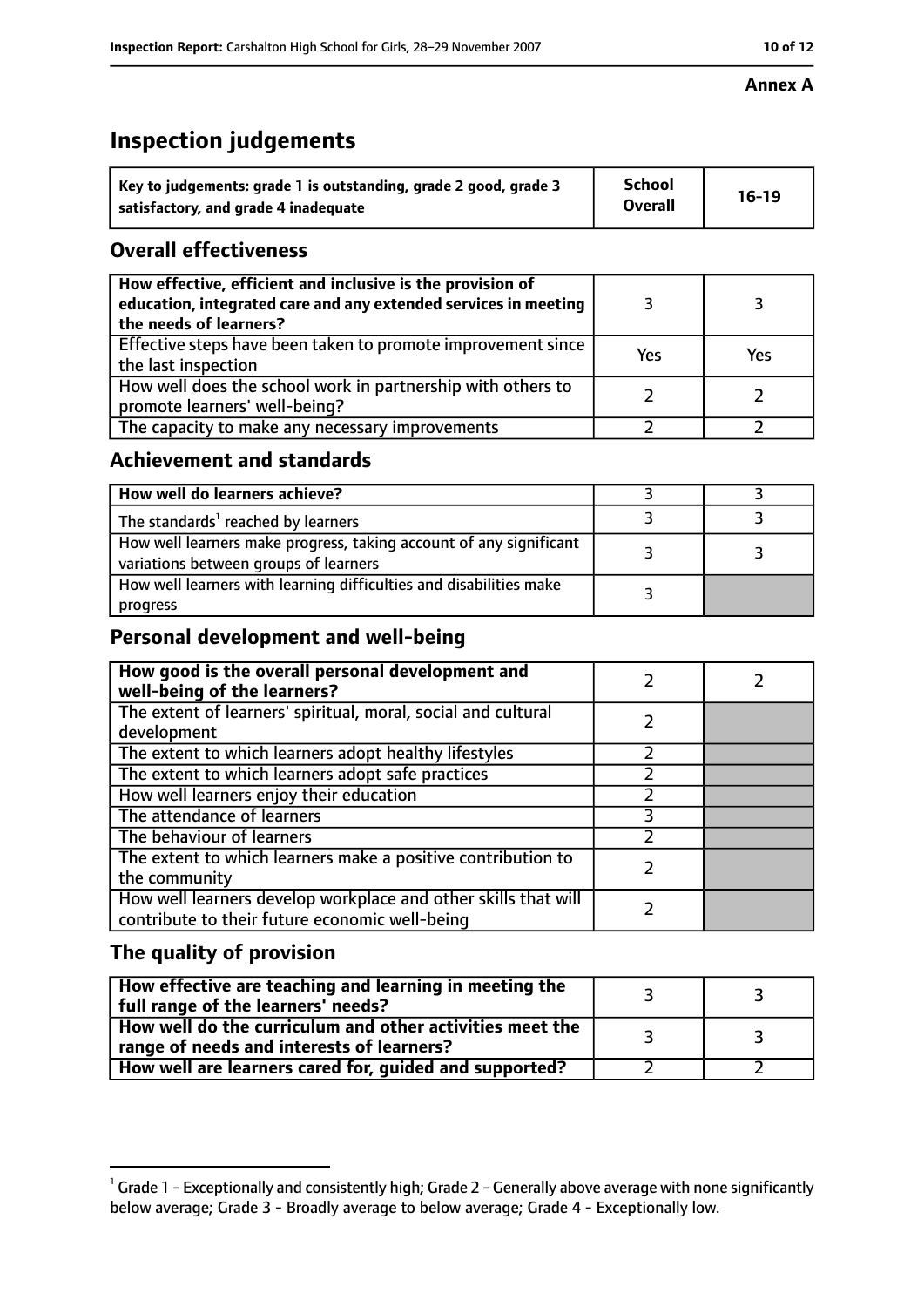**Annex A**

# Inspection judgements

| Key to judgements: grade 1 is outstanding, grade 2 good, grade 3 satisfactory, and grade 4 inadequate | School Overall | 16-19 |
|---|---|---|

## Overall effectiveness

| | | |
|---|---|---|
| **How effective, efficient and inclusive is the provision of education, integrated care and any extended services in meeting the needs of learners?** | 3 | 3 |
| Effective steps have been taken to promote improvement since the last inspection | Yes | Yes |
| How well does the school work in partnership with others to promote learners' well-being? | 2 | 2 |
| The capacity to make any necessary improvements | 2 | 2 |

## Achievement and standards

| | | |
|---|---|---|
| **How well do learners achieve?** | 3 | 3 |
| The standards[1] reached by learners | 3 | 3 |
| How well learners make progress, taking account of any significant variations between groups of learners | 3 | 3 |
| How well learners with learning difficulties and disabilities make progress | 3 | |

## Personal development and well-being

| | | |
|---|---|---|
| **How good is the overall personal development and well-being of the learners?** | 2 | 2 |
| The extent of learners' spiritual, moral, social and cultural development | 2 | |
| The extent to which learners adopt healthy lifestyles | 2 | |
| The extent to which learners adopt safe practices | 2 | |
| How well learners enjoy their education | 2 | |
| The attendance of learners | 3 | |
| The behaviour of learners | 2 | |
| The extent to which learners make a positive contribution to the community | 2 | |
| How well learners develop workplace and other skills that will contribute to their future economic well-being | 2 | |

## The quality of provision

| | | |
|---|---|---|
| **How effective are teaching and learning in meeting the full range of the learners' needs?** | 3 | 3 |
| **How well do the curriculum and other activities meet the range of needs and interests of learners?** | 3 | 3 |
| **How well are learners cared for, guided and supported?** | 2 | 2 |

[1] Grade 1 - Exceptionally and consistently high; Grade 2 - Generally above average with none significantly below average; Grade 3 - Broadly average to below average; Grade 4 - Exceptionally low.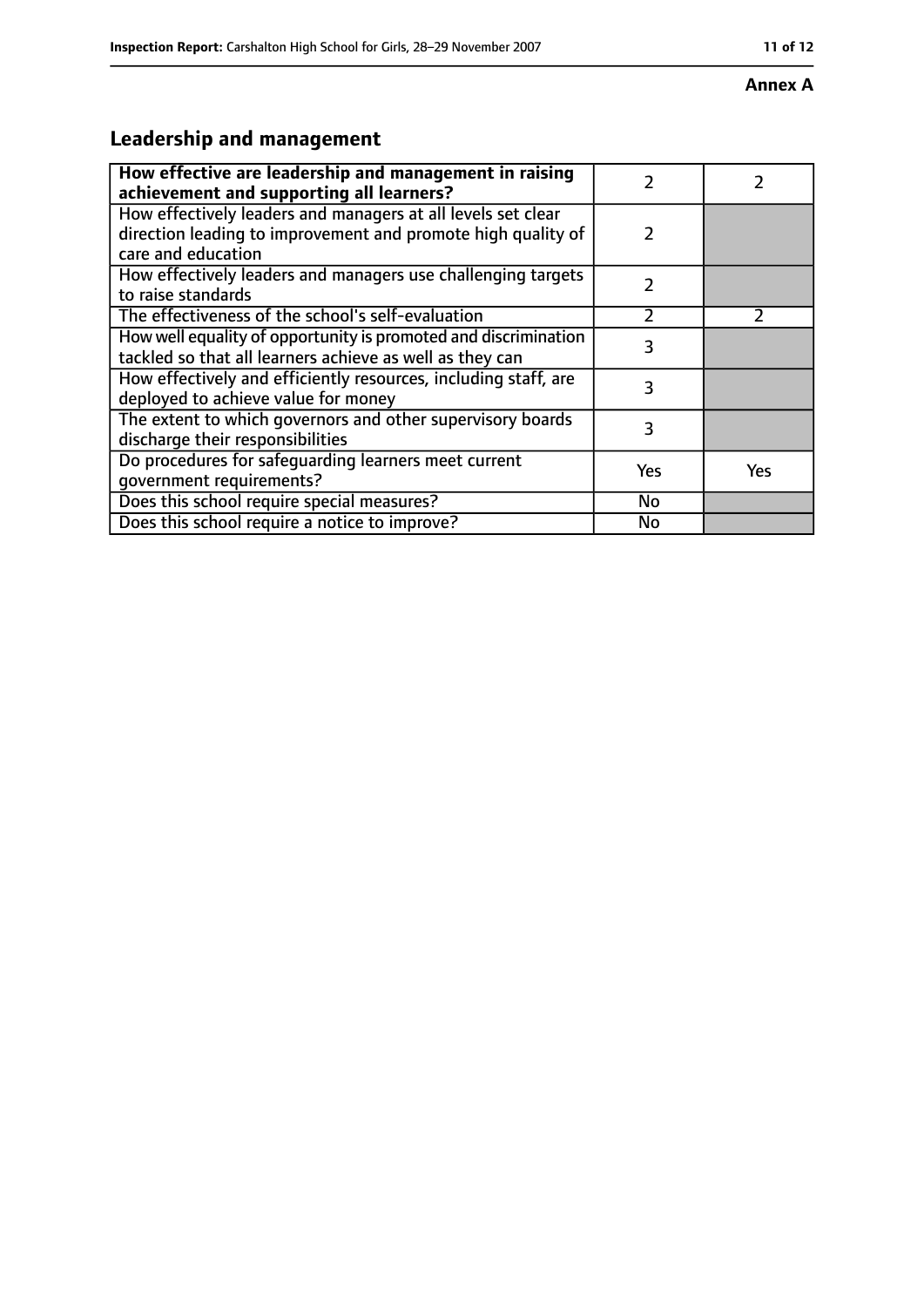**Annex A**

## Leadership and management

| How effective are leadership and management in raising achievement and supporting all learners? | 2 | 2 |
|---|---|---|
| How effectively leaders and managers at all levels set clear direction leading to improvement and promote high quality of care and education | 2 | |
| How effectively leaders and managers use challenging targets to raise standards | 2 | |
| The effectiveness of the school's self-evaluation | 2 | 2 |
| How well equality of opportunity is promoted and discrimination tackled so that all learners achieve as well as they can | 3 | |
| How effectively and efficiently resources, including staff, are deployed to achieve value for money | 3 | |
| The extent to which governors and other supervisory boards discharge their responsibilities | 3 | |
| Do procedures for safeguarding learners meet current government requirements? | Yes | Yes |
| Does this school require special measures? | No | |
| Does this school require a notice to improve? | No | |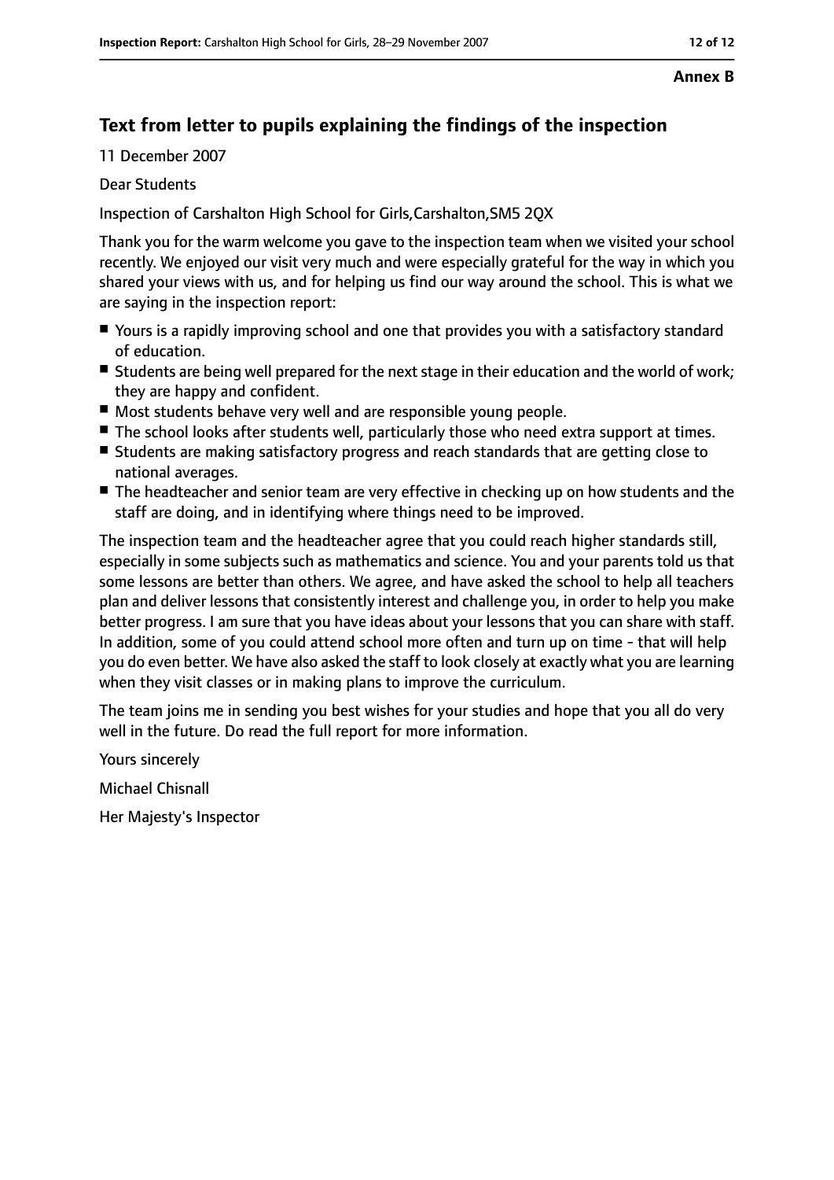**Annex B**

## Text from letter to pupils explaining the findings of the inspection

11 December 2007

Dear Students

Inspection of Carshalton High School for Girls,Carshalton,SM5 2QX

Thank you for the warm welcome you gave to the inspection team when we visited your school recently. We enjoyed our visit very much and were especially grateful for the way in which you shared your views with us, and for helping us find our way around the school. This is what we are saying in the inspection report:

- Yours is a rapidly improving school and one that provides you with a satisfactory standard of education.
- Students are being well prepared for the next stage in their education and the world of work; they are happy and confident.
- Most students behave very well and are responsible young people.
- The school looks after students well, particularly those who need extra support at times.
- Students are making satisfactory progress and reach standards that are getting close to national averages.
- The headteacher and senior team are very effective in checking up on how students and the staff are doing, and in identifying where things need to be improved.

The inspection team and the headteacher agree that you could reach higher standards still, especially in some subjects such as mathematics and science. You and your parents told us that some lessons are better than others. We agree, and have asked the school to help all teachers plan and deliver lessons that consistently interest and challenge you, in order to help you make better progress. I am sure that you have ideas about your lessons that you can share with staff. In addition, some of you could attend school more often and turn up on time - that will help you do even better. We have also asked the staff to look closely at exactly what you are learning when they visit classes or in making plans to improve the curriculum.

The team joins me in sending you best wishes for your studies and hope that you all do very well in the future. Do read the full report for more information.

Yours sincerely

Michael Chisnall

Her Majesty's Inspector